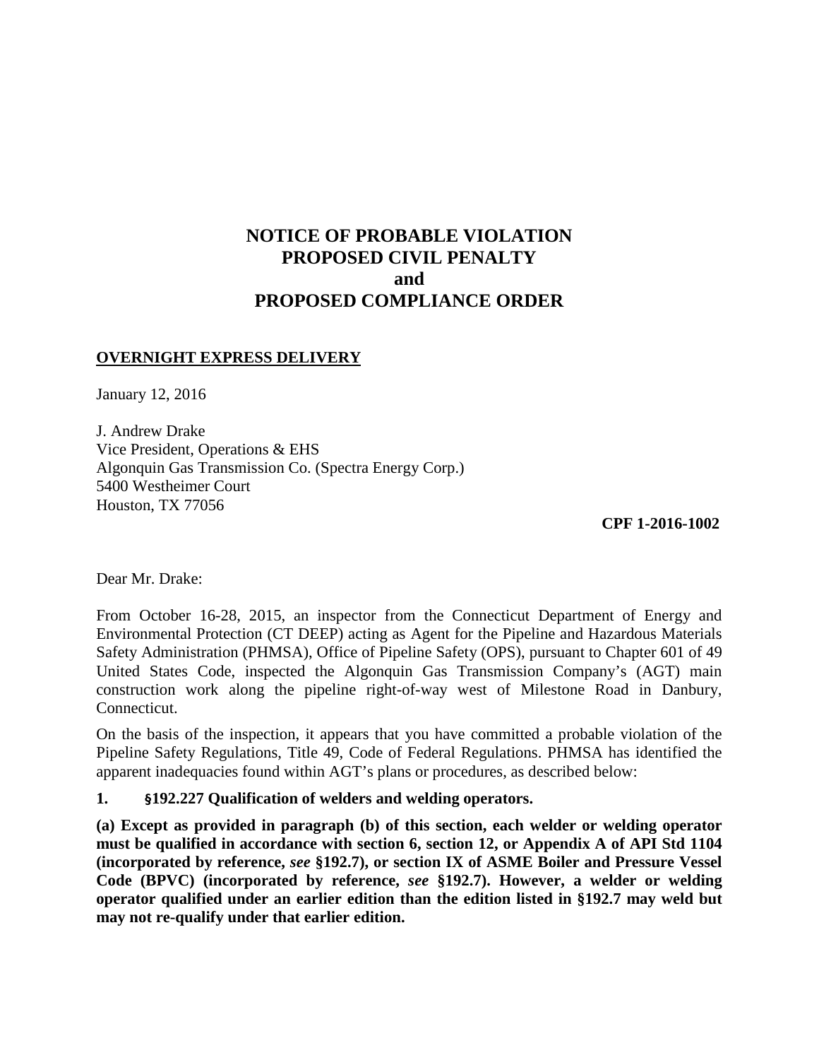# NOTICE OF PROBABLE VIOLATION
# PROPOSED CIVIL PENALTY
# and
# PROPOSED COMPLIANCE ORDER

**OVERNIGHT EXPRESS DELIVERY**

January 12, 2016

J. Andrew Drake
Vice President, Operations & EHS
Algonquin Gas Transmission Co. (Spectra Energy Corp.)
5400 Westheimer Court
Houston, TX 77056

**CPF 1-2016-1002**

Dear Mr. Drake:

From October 16-28, 2015, an inspector from the Connecticut Department of Energy and Environmental Protection (CT DEEP) acting as Agent for the Pipeline and Hazardous Materials Safety Administration (PHMSA), Office of Pipeline Safety (OPS), pursuant to Chapter 601 of 49 United States Code, inspected the Algonquin Gas Transmission Company's (AGT) main construction work along the pipeline right-of-way west of Milestone Road in Danbury, Connecticut.

On the basis of the inspection, it appears that you have committed a probable violation of the Pipeline Safety Regulations, Title 49, Code of Federal Regulations. PHMSA has identified the apparent inadequacies found within AGT's plans or procedures, as described below:

**1. §192.227 Qualification of welders and welding operators.**

**(a) Except as provided in paragraph (b) of this section, each welder or welding operator must be qualified in accordance with section 6, section 12, or Appendix A of API Std 1104 (incorporated by reference, *see* §192.7), or section IX of ASME Boiler and Pressure Vessel Code (BPVC) (incorporated by reference, *see* §192.7). However, a welder or welding operator qualified under an earlier edition than the edition listed in §192.7 may weld but may not re-qualify under that earlier edition.**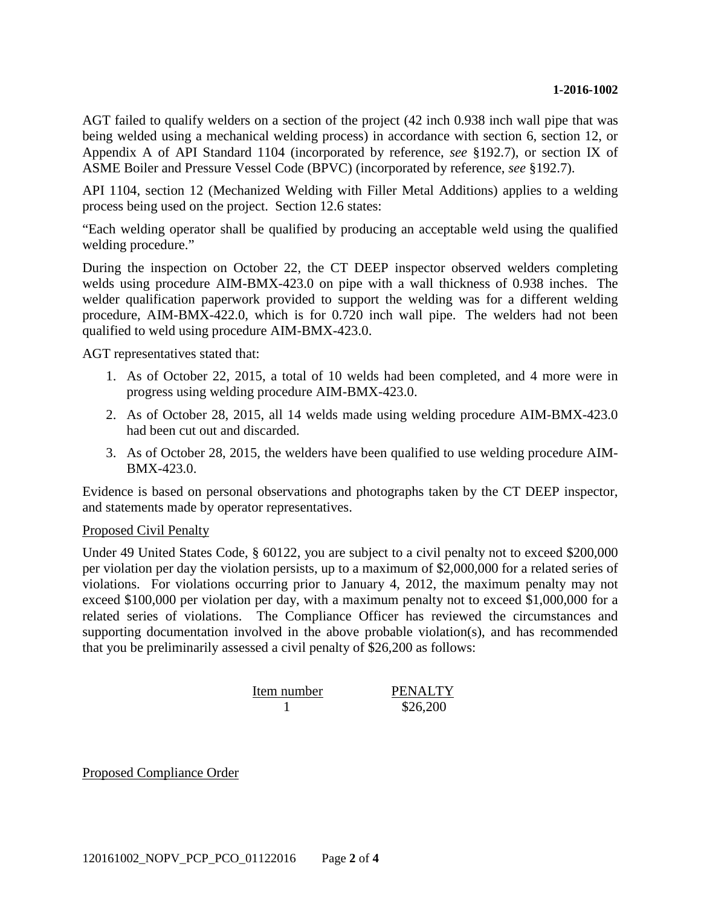AGT failed to qualify welders on a section of the project (42 inch 0.938 inch wall pipe that was being welded using a mechanical welding process) in accordance with section 6, section 12, or Appendix A of API Standard 1104 (incorporated by reference, *see* §192.7), or section IX of ASME Boiler and Pressure Vessel Code (BPVC) (incorporated by reference, *see* §192.7).

API 1104, section 12 (Mechanized Welding with Filler Metal Additions) applies to a welding process being used on the project. Section 12.6 states:

"Each welding operator shall be qualified by producing an acceptable weld using the qualified welding procedure."

During the inspection on October 22, the CT DEEP inspector observed welders completing welds using procedure AIM-BMX-423.0 on pipe with a wall thickness of 0.938 inches. The welder qualification paperwork provided to support the welding was for a different welding procedure, AIM-BMX-422.0, which is for 0.720 inch wall pipe. The welders had not been qualified to weld using procedure AIM-BMX-423.0.

AGT representatives stated that:

1. As of October 22, 2015, a total of 10 welds had been completed, and 4 more were in progress using welding procedure AIM-BMX-423.0.
2. As of October 28, 2015, all 14 welds made using welding procedure AIM-BMX-423.0 had been cut out and discarded.
3. As of October 28, 2015, the welders have been qualified to use welding procedure AIM-BMX-423.0.

Evidence is based on personal observations and photographs taken by the CT DEEP inspector, and statements made by operator representatives.

## Proposed Civil Penalty

Under 49 United States Code, § 60122, you are subject to a civil penalty not to exceed $200,000 per violation per day the violation persists, up to a maximum of $2,000,000 for a related series of violations. For violations occurring prior to January 4, 2012, the maximum penalty may not exceed $100,000 per violation per day, with a maximum penalty not to exceed $1,000,000 for a related series of violations. The Compliance Officer has reviewed the circumstances and supporting documentation involved in the above probable violation(s), and has recommended that you be preliminarily assessed a civil penalty of $26,200 as follows:

| Item number | PENALTY |
| --- | --- |
| 1 | $26,200 |

## Proposed Compliance Order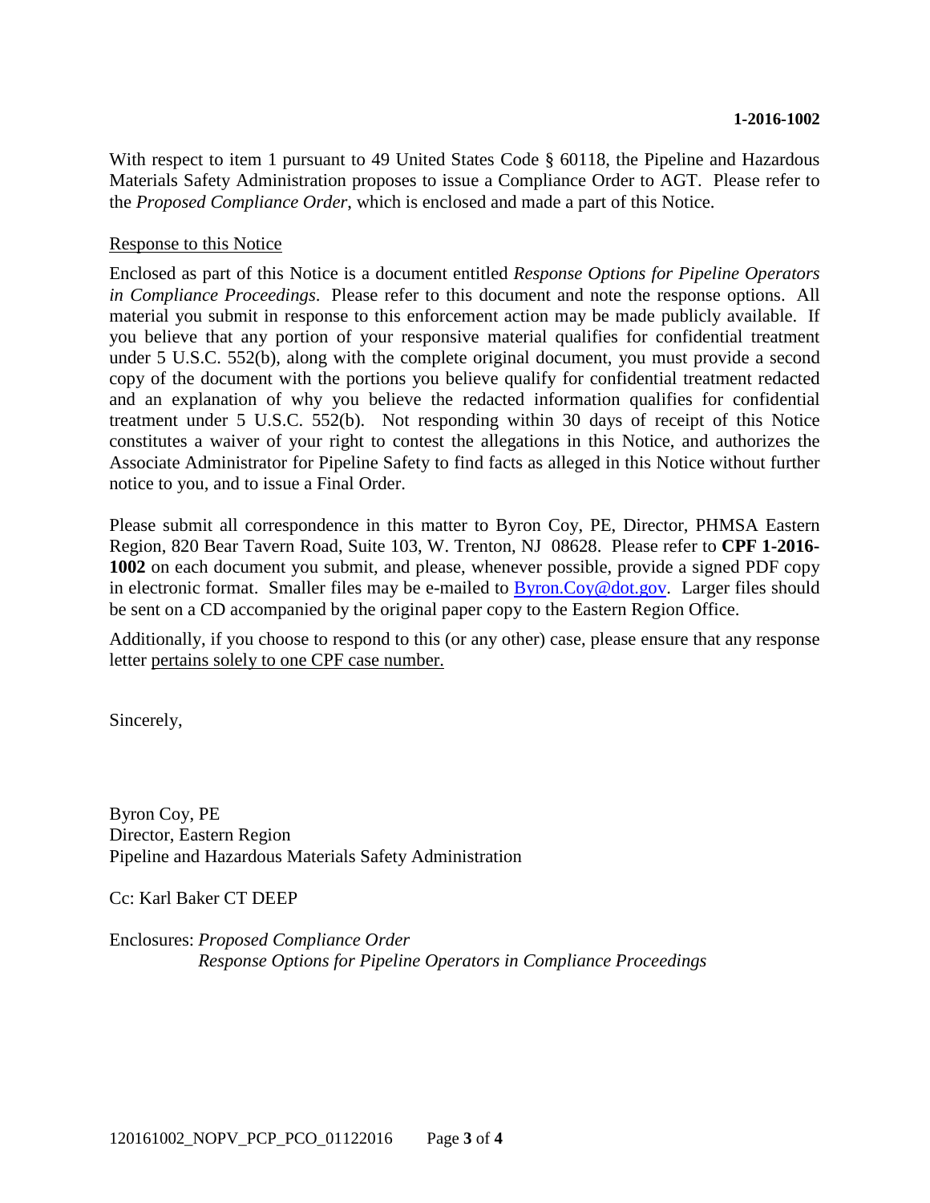With respect to item 1 pursuant to 49 United States Code § 60118, the Pipeline and Hazardous Materials Safety Administration proposes to issue a Compliance Order to AGT. Please refer to the *Proposed Compliance Order*, which is enclosed and made a part of this Notice.

Response to this Notice

Enclosed as part of this Notice is a document entitled *Response Options for Pipeline Operators in Compliance Proceedings*. Please refer to this document and note the response options. All material you submit in response to this enforcement action may be made publicly available. If you believe that any portion of your responsive material qualifies for confidential treatment under 5 U.S.C. 552(b), along with the complete original document, you must provide a second copy of the document with the portions you believe qualify for confidential treatment redacted and an explanation of why you believe the redacted information qualifies for confidential treatment under 5 U.S.C. 552(b). Not responding within 30 days of receipt of this Notice constitutes a waiver of your right to contest the allegations in this Notice, and authorizes the Associate Administrator for Pipeline Safety to find facts as alleged in this Notice without further notice to you, and to issue a Final Order.

Please submit all correspondence in this matter to Byron Coy, PE, Director, PHMSA Eastern Region, 820 Bear Tavern Road, Suite 103, W. Trenton, NJ 08628. Please refer to **CPF 1-2016-1002** on each document you submit, and please, whenever possible, provide a signed PDF copy in electronic format. Smaller files may be e-mailed to Byron.Coy@dot.gov. Larger files should be sent on a CD accompanied by the original paper copy to the Eastern Region Office.

Additionally, if you choose to respond to this (or any other) case, please ensure that any response letter pertains solely to one CPF case number.

Sincerely,

Byron Coy, PE
Director, Eastern Region
Pipeline and Hazardous Materials Safety Administration

Cc: Karl Baker CT DEEP

Enclosures: *Proposed Compliance Order*
*Response Options for Pipeline Operators in Compliance Proceedings*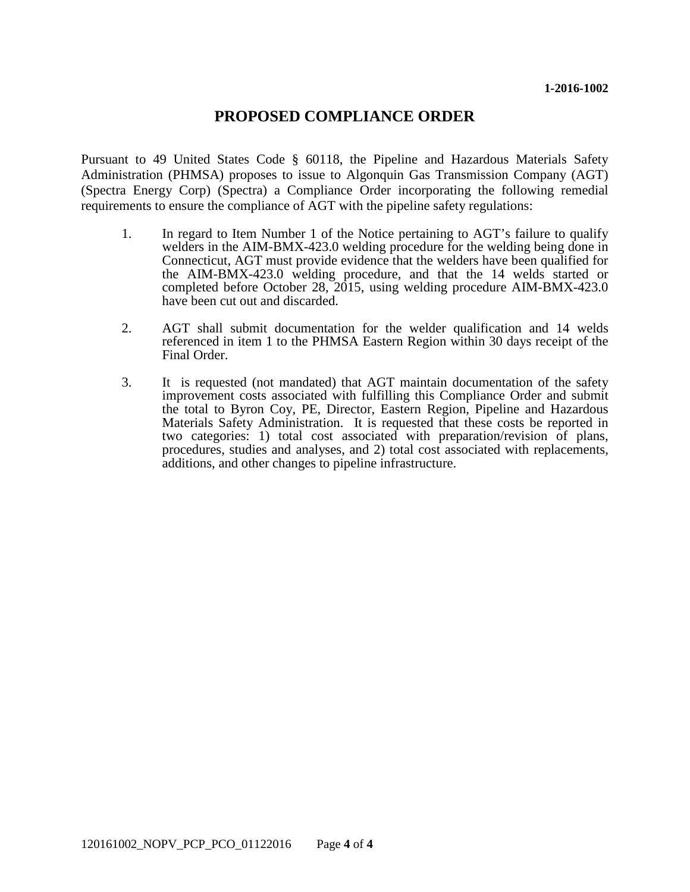**1-2016-1002**

# PROPOSED COMPLIANCE ORDER

Pursuant to 49 United States Code § 60118, the Pipeline and Hazardous Materials Safety Administration (PHMSA) proposes to issue to Algonquin Gas Transmission Company (AGT) (Spectra Energy Corp) (Spectra) a Compliance Order incorporating the following remedial requirements to ensure the compliance of AGT with the pipeline safety regulations:

1. In regard to Item Number 1 of the Notice pertaining to AGT's failure to qualify welders in the AIM-BMX-423.0 welding procedure for the welding being done in Connecticut, AGT must provide evidence that the welders have been qualified for the AIM-BMX-423.0 welding procedure, and that the 14 welds started or completed before October 28, 2015, using welding procedure AIM-BMX-423.0 have been cut out and discarded.

2. AGT shall submit documentation for the welder qualification and 14 welds referenced in item 1 to the PHMSA Eastern Region within 30 days receipt of the Final Order.

3. It is requested (not mandated) that AGT maintain documentation of the safety improvement costs associated with fulfilling this Compliance Order and submit the total to Byron Coy, PE, Director, Eastern Region, Pipeline and Hazardous Materials Safety Administration. It is requested that these costs be reported in two categories: 1) total cost associated with preparation/revision of plans, procedures, studies and analyses, and 2) total cost associated with replacements, additions, and other changes to pipeline infrastructure.